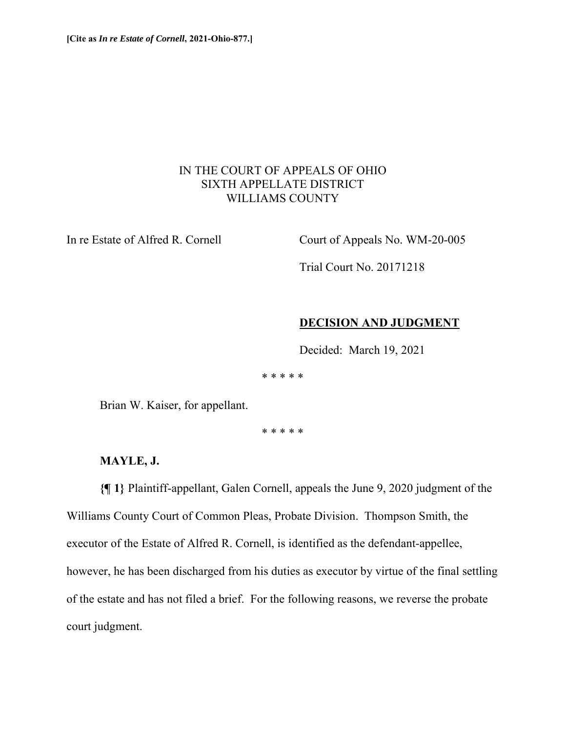**[Cite as *In re Estate of Cornell*, 2021-Ohio-877.]**

IN THE COURT OF APPEALS OF OHIO
SIXTH APPELLATE DISTRICT
WILLIAMS COUNTY

In re Estate of Alfred R. Cornell

Court of Appeals No. WM-20-005

Trial Court No. 20171218

**DECISION AND JUDGMENT**

Decided: March 19, 2021

* * * * *

Brian W. Kaiser, for appellant.

* * * * *

**MAYLE, J.**

**{¶ 1}** Plaintiff-appellant, Galen Cornell, appeals the June 9, 2020 judgment of the Williams County Court of Common Pleas, Probate Division. Thompson Smith, the executor of the Estate of Alfred R. Cornell, is identified as the defendant-appellee, however, he has been discharged from his duties as executor by virtue of the final settling of the estate and has not filed a brief. For the following reasons, we reverse the probate court judgment.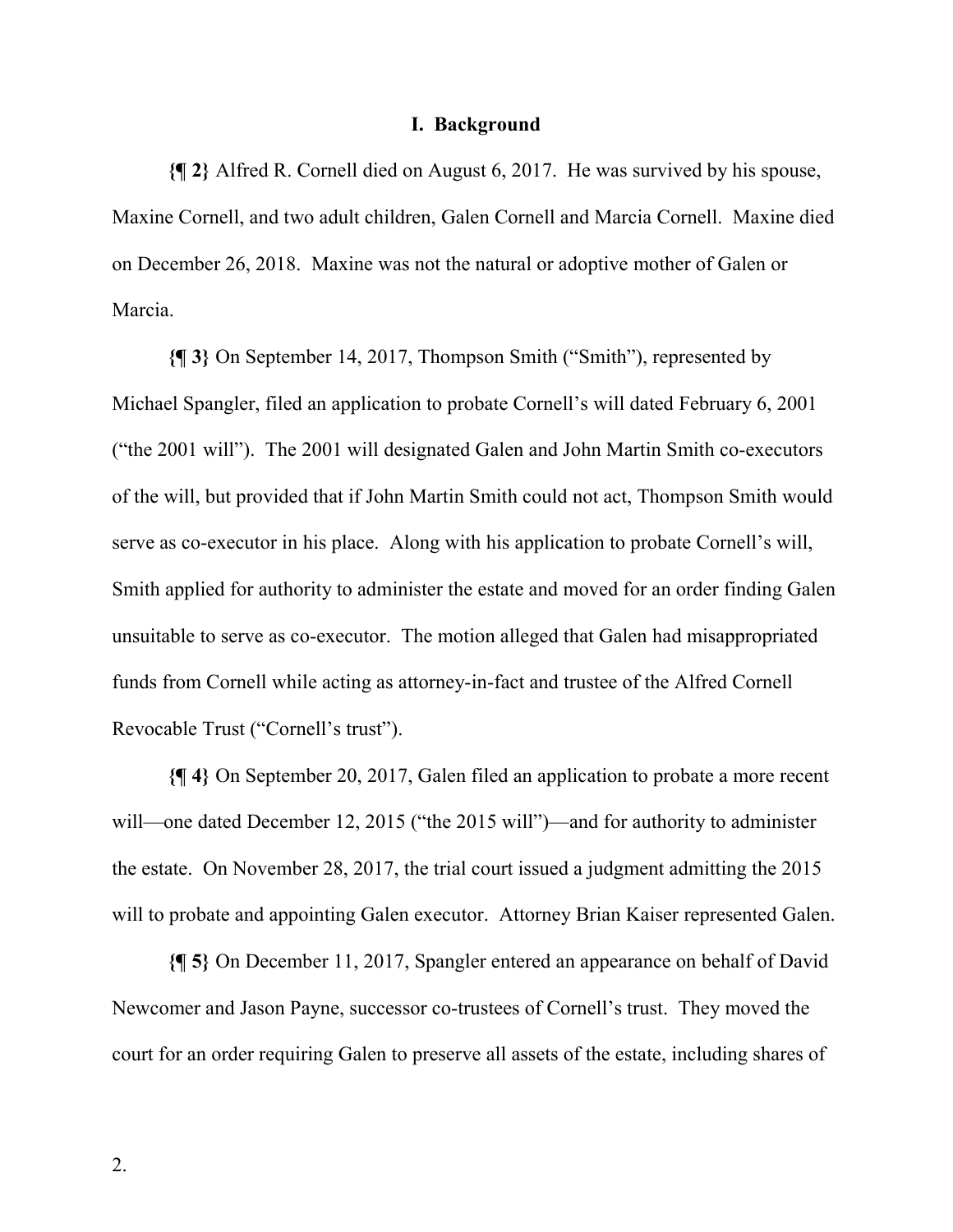## I. Background

**{¶ 2}** Alfred R. Cornell died on August 6, 2017. He was survived by his spouse, Maxine Cornell, and two adult children, Galen Cornell and Marcia Cornell. Maxine died on December 26, 2018. Maxine was not the natural or adoptive mother of Galen or Marcia.

**{¶ 3}** On September 14, 2017, Thompson Smith ("Smith"), represented by Michael Spangler, filed an application to probate Cornell's will dated February 6, 2001 ("the 2001 will"). The 2001 will designated Galen and John Martin Smith co-executors of the will, but provided that if John Martin Smith could not act, Thompson Smith would serve as co-executor in his place. Along with his application to probate Cornell's will, Smith applied for authority to administer the estate and moved for an order finding Galen unsuitable to serve as co-executor. The motion alleged that Galen had misappropriated funds from Cornell while acting as attorney-in-fact and trustee of the Alfred Cornell Revocable Trust ("Cornell's trust").

**{¶ 4}** On September 20, 2017, Galen filed an application to probate a more recent will—one dated December 12, 2015 ("the 2015 will")—and for authority to administer the estate. On November 28, 2017, the trial court issued a judgment admitting the 2015 will to probate and appointing Galen executor. Attorney Brian Kaiser represented Galen.

**{¶ 5}** On December 11, 2017, Spangler entered an appearance on behalf of David Newcomer and Jason Payne, successor co-trustees of Cornell's trust. They moved the court for an order requiring Galen to preserve all assets of the estate, including shares of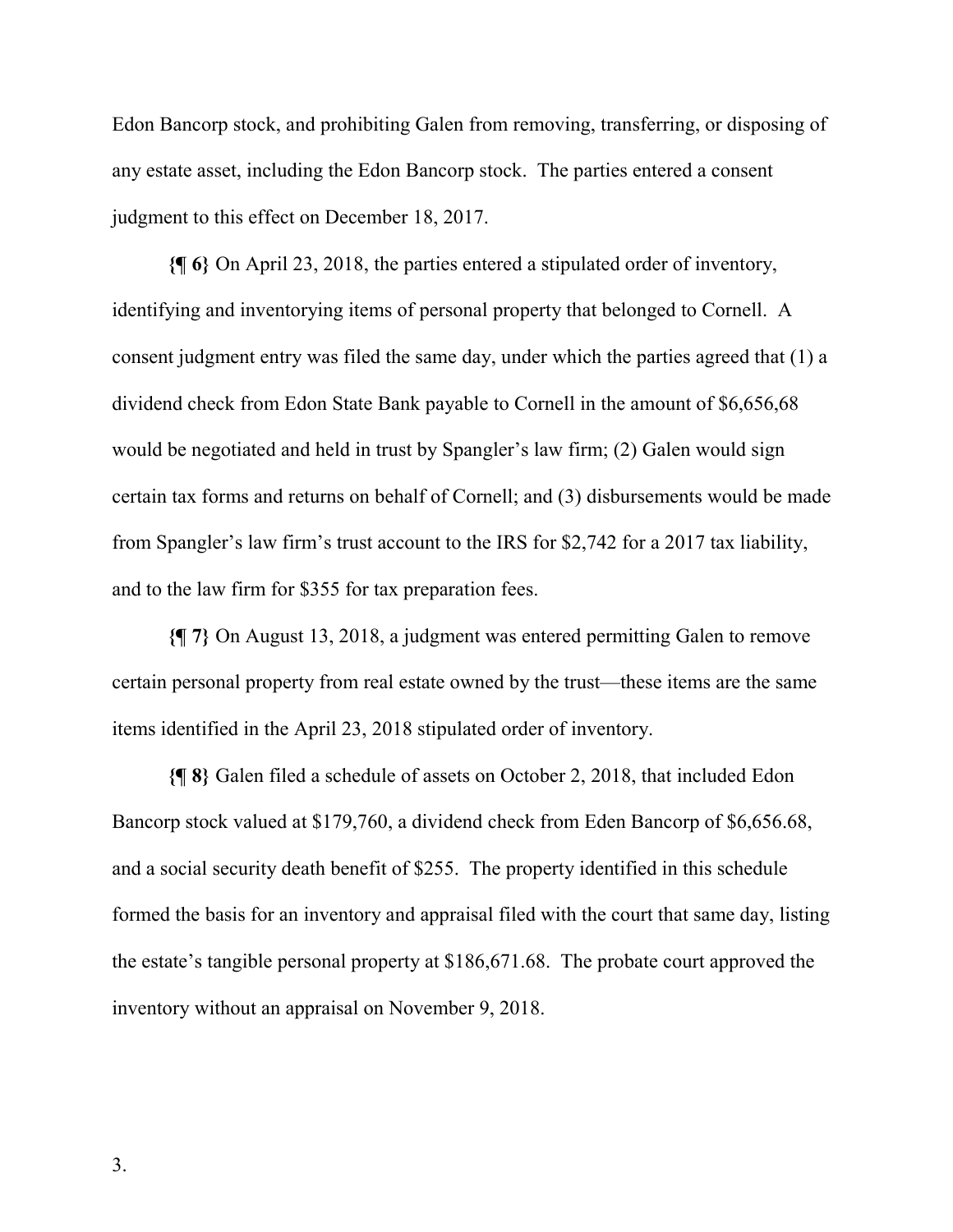Edon Bancorp stock, and prohibiting Galen from removing, transferring, or disposing of any estate asset, including the Edon Bancorp stock. The parties entered a consent judgment to this effect on December 18, 2017.

**{¶ 6}** On April 23, 2018, the parties entered a stipulated order of inventory, identifying and inventorying items of personal property that belonged to Cornell. A consent judgment entry was filed the same day, under which the parties agreed that (1) a dividend check from Edon State Bank payable to Cornell in the amount of $6,656,68 would be negotiated and held in trust by Spangler's law firm; (2) Galen would sign certain tax forms and returns on behalf of Cornell; and (3) disbursements would be made from Spangler's law firm's trust account to the IRS for $2,742 for a 2017 tax liability, and to the law firm for $355 for tax preparation fees.

**{¶ 7}** On August 13, 2018, a judgment was entered permitting Galen to remove certain personal property from real estate owned by the trust—these items are the same items identified in the April 23, 2018 stipulated order of inventory.

**{¶ 8}** Galen filed a schedule of assets on October 2, 2018, that included Edon Bancorp stock valued at $179,760, a dividend check from Eden Bancorp of $6,656.68, and a social security death benefit of $255. The property identified in this schedule formed the basis for an inventory and appraisal filed with the court that same day, listing the estate's tangible personal property at $186,671.68. The probate court approved the inventory without an appraisal on November 9, 2018.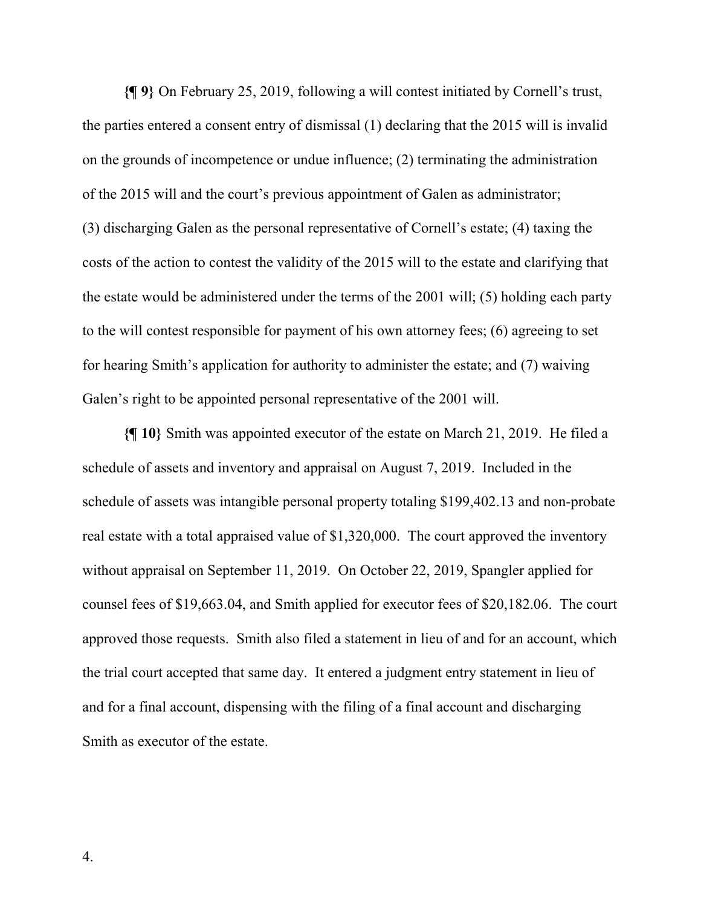**{¶ 9}** On February 25, 2019, following a will contest initiated by Cornell's trust, the parties entered a consent entry of dismissal (1) declaring that the 2015 will is invalid on the grounds of incompetence or undue influence; (2) terminating the administration of the 2015 will and the court's previous appointment of Galen as administrator; (3) discharging Galen as the personal representative of Cornell's estate; (4) taxing the costs of the action to contest the validity of the 2015 will to the estate and clarifying that the estate would be administered under the terms of the 2001 will; (5) holding each party to the will contest responsible for payment of his own attorney fees; (6) agreeing to set for hearing Smith's application for authority to administer the estate; and (7) waiving Galen's right to be appointed personal representative of the 2001 will.

**{¶ 10}** Smith was appointed executor of the estate on March 21, 2019. He filed a schedule of assets and inventory and appraisal on August 7, 2019. Included in the schedule of assets was intangible personal property totaling $199,402.13 and non-probate real estate with a total appraised value of $1,320,000. The court approved the inventory without appraisal on September 11, 2019. On October 22, 2019, Spangler applied for counsel fees of $19,663.04, and Smith applied for executor fees of $20,182.06. The court approved those requests. Smith also filed a statement in lieu of and for an account, which the trial court accepted that same day. It entered a judgment entry statement in lieu of and for a final account, dispensing with the filing of a final account and discharging Smith as executor of the estate.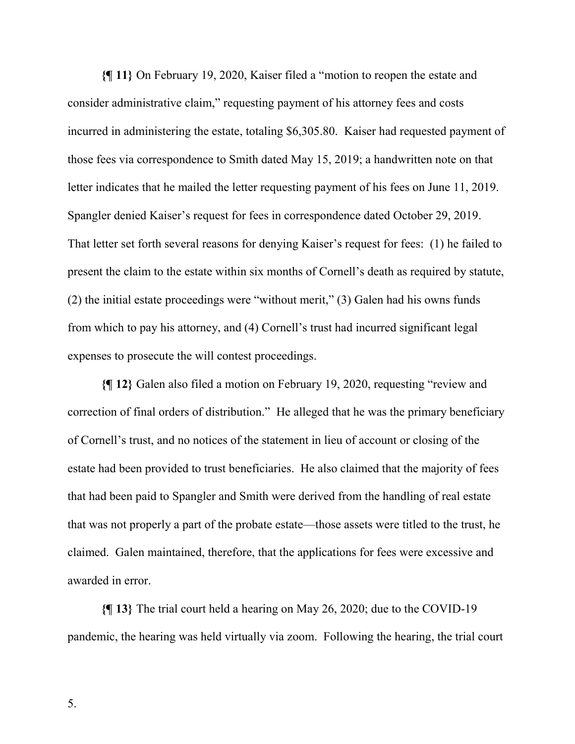**{¶ 11}** On February 19, 2020, Kaiser filed a "motion to reopen the estate and consider administrative claim," requesting payment of his attorney fees and costs incurred in administering the estate, totaling $6,305.80. Kaiser had requested payment of those fees via correspondence to Smith dated May 15, 2019; a handwritten note on that letter indicates that he mailed the letter requesting payment of his fees on June 11, 2019. Spangler denied Kaiser's request for fees in correspondence dated October 29, 2019. That letter set forth several reasons for denying Kaiser's request for fees: (1) he failed to present the claim to the estate within six months of Cornell's death as required by statute, (2) the initial estate proceedings were "without merit," (3) Galen had his owns funds from which to pay his attorney, and (4) Cornell's trust had incurred significant legal expenses to prosecute the will contest proceedings.

**{¶ 12}** Galen also filed a motion on February 19, 2020, requesting "review and correction of final orders of distribution." He alleged that he was the primary beneficiary of Cornell's trust, and no notices of the statement in lieu of account or closing of the estate had been provided to trust beneficiaries. He also claimed that the majority of fees that had been paid to Spangler and Smith were derived from the handling of real estate that was not properly a part of the probate estate—those assets were titled to the trust, he claimed. Galen maintained, therefore, that the applications for fees were excessive and awarded in error.

**{¶ 13}** The trial court held a hearing on May 26, 2020; due to the COVID-19 pandemic, the hearing was held virtually via zoom. Following the hearing, the trial court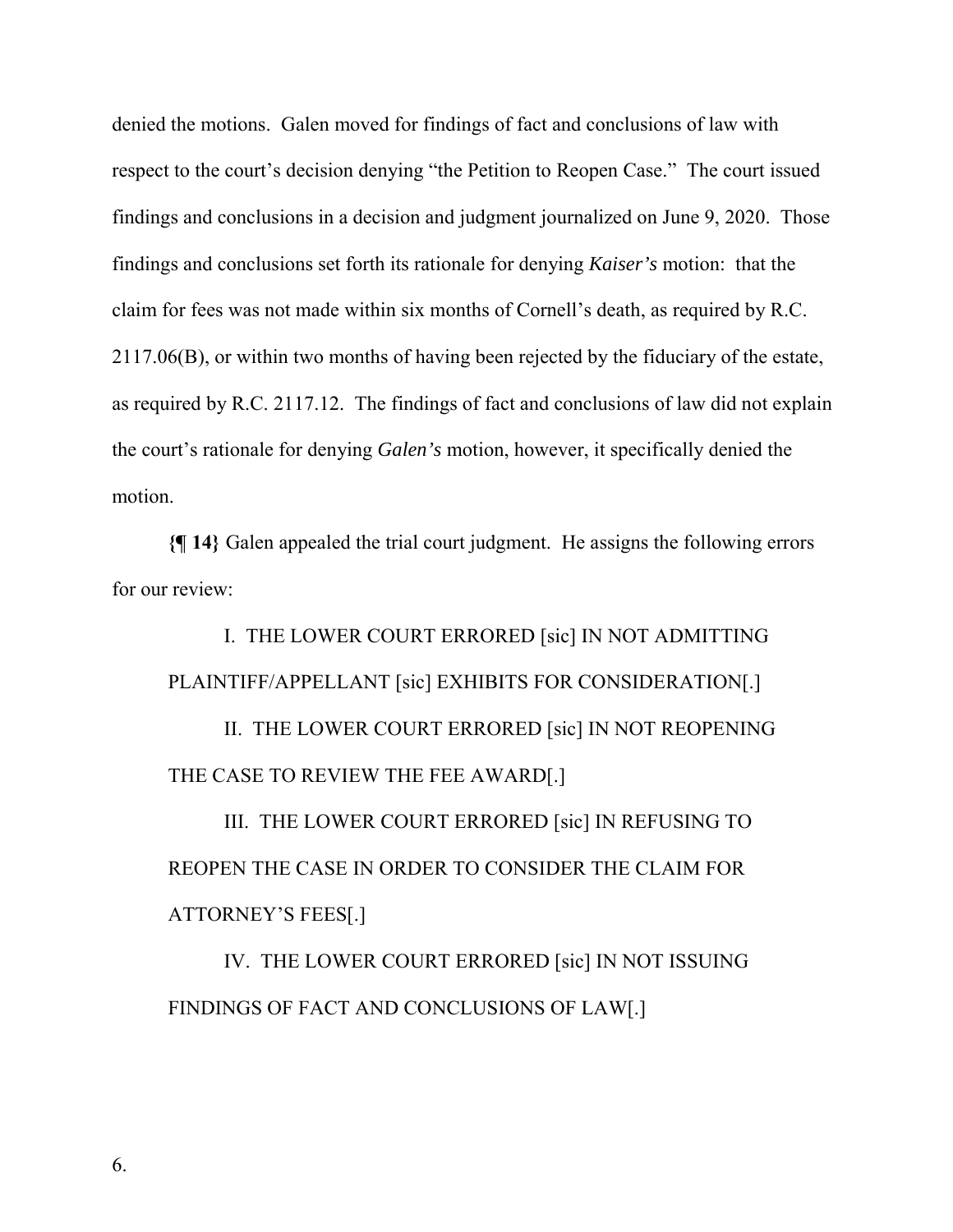denied the motions. Galen moved for findings of fact and conclusions of law with respect to the court's decision denying "the Petition to Reopen Case." The court issued findings and conclusions in a decision and judgment journalized on June 9, 2020. Those findings and conclusions set forth its rationale for denying *Kaiser's* motion: that the claim for fees was not made within six months of Cornell's death, as required by R.C. 2117.06(B), or within two months of having been rejected by the fiduciary of the estate, as required by R.C. 2117.12. The findings of fact and conclusions of law did not explain the court's rationale for denying *Galen's* motion, however, it specifically denied the motion.

**{¶ 14}** Galen appealed the trial court judgment. He assigns the following errors for our review:

> I. THE LOWER COURT ERRORED [sic] IN NOT ADMITTING PLAINTIFF/APPELLANT [sic] EXHIBITS FOR CONSIDERATION[.]
>
> II. THE LOWER COURT ERRORED [sic] IN NOT REOPENING THE CASE TO REVIEW THE FEE AWARD[.]
>
> III. THE LOWER COURT ERRORED [sic] IN REFUSING TO REOPEN THE CASE IN ORDER TO CONSIDER THE CLAIM FOR ATTORNEY'S FEES[.]
>
> IV. THE LOWER COURT ERRORED [sic] IN NOT ISSUING FINDINGS OF FACT AND CONCLUSIONS OF LAW[.]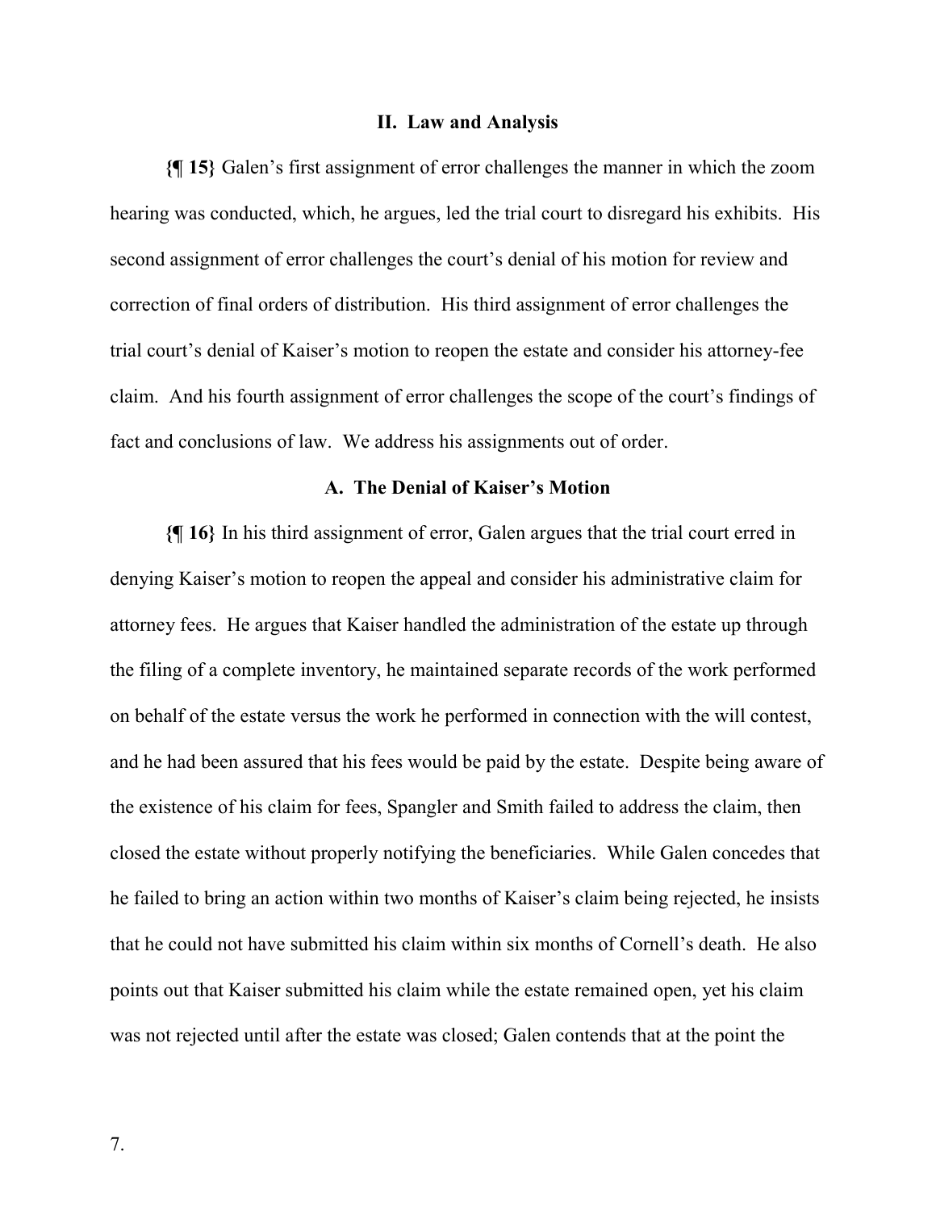## II. Law and Analysis

**{¶ 15}** Galen's first assignment of error challenges the manner in which the zoom hearing was conducted, which, he argues, led the trial court to disregard his exhibits. His second assignment of error challenges the court's denial of his motion for review and correction of final orders of distribution. His third assignment of error challenges the trial court's denial of Kaiser's motion to reopen the estate and consider his attorney-fee claim. And his fourth assignment of error challenges the scope of the court's findings of fact and conclusions of law. We address his assignments out of order.

### A. The Denial of Kaiser's Motion

**{¶ 16}** In his third assignment of error, Galen argues that the trial court erred in denying Kaiser's motion to reopen the appeal and consider his administrative claim for attorney fees. He argues that Kaiser handled the administration of the estate up through the filing of a complete inventory, he maintained separate records of the work performed on behalf of the estate versus the work he performed in connection with the will contest, and he had been assured that his fees would be paid by the estate. Despite being aware of the existence of his claim for fees, Spangler and Smith failed to address the claim, then closed the estate without properly notifying the beneficiaries. While Galen concedes that he failed to bring an action within two months of Kaiser's claim being rejected, he insists that he could not have submitted his claim within six months of Cornell's death. He also points out that Kaiser submitted his claim while the estate remained open, yet his claim was not rejected until after the estate was closed; Galen contends that at the point the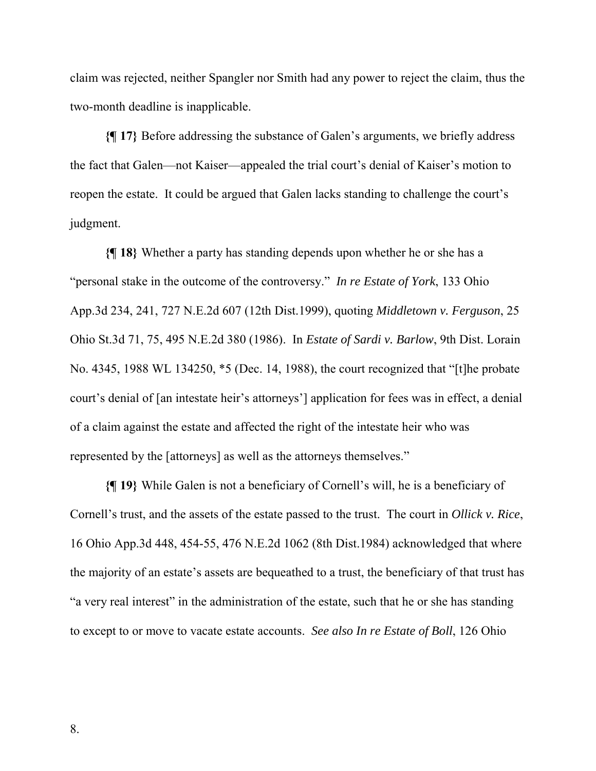claim was rejected, neither Spangler nor Smith had any power to reject the claim, thus the two-month deadline is inapplicable.

**{¶ 17}** Before addressing the substance of Galen's arguments, we briefly address the fact that Galen—not Kaiser—appealed the trial court's denial of Kaiser's motion to reopen the estate. It could be argued that Galen lacks standing to challenge the court's judgment.

**{¶ 18}** Whether a party has standing depends upon whether he or she has a "personal stake in the outcome of the controversy." *In re Estate of York*, 133 Ohio App.3d 234, 241, 727 N.E.2d 607 (12th Dist.1999), quoting *Middletown v. Ferguson*, 25 Ohio St.3d 71, 75, 495 N.E.2d 380 (1986). In *Estate of Sardi v. Barlow*, 9th Dist. Lorain No. 4345, 1988 WL 134250, *5 (Dec. 14, 1988), the court recognized that "[t]he probate court's denial of [an intestate heir's attorneys'] application for fees was in effect, a denial of a claim against the estate and affected the right of the intestate heir who was represented by the [attorneys] as well as the attorneys themselves."

**{¶ 19}** While Galen is not a beneficiary of Cornell's will, he is a beneficiary of Cornell's trust, and the assets of the estate passed to the trust. The court in *Ollick v. Rice*, 16 Ohio App.3d 448, 454-55, 476 N.E.2d 1062 (8th Dist.1984) acknowledged that where the majority of an estate's assets are bequeathed to a trust, the beneficiary of that trust has "a very real interest" in the administration of the estate, such that he or she has standing to except to or move to vacate estate accounts. *See also In re Estate of Boll*, 126 Ohio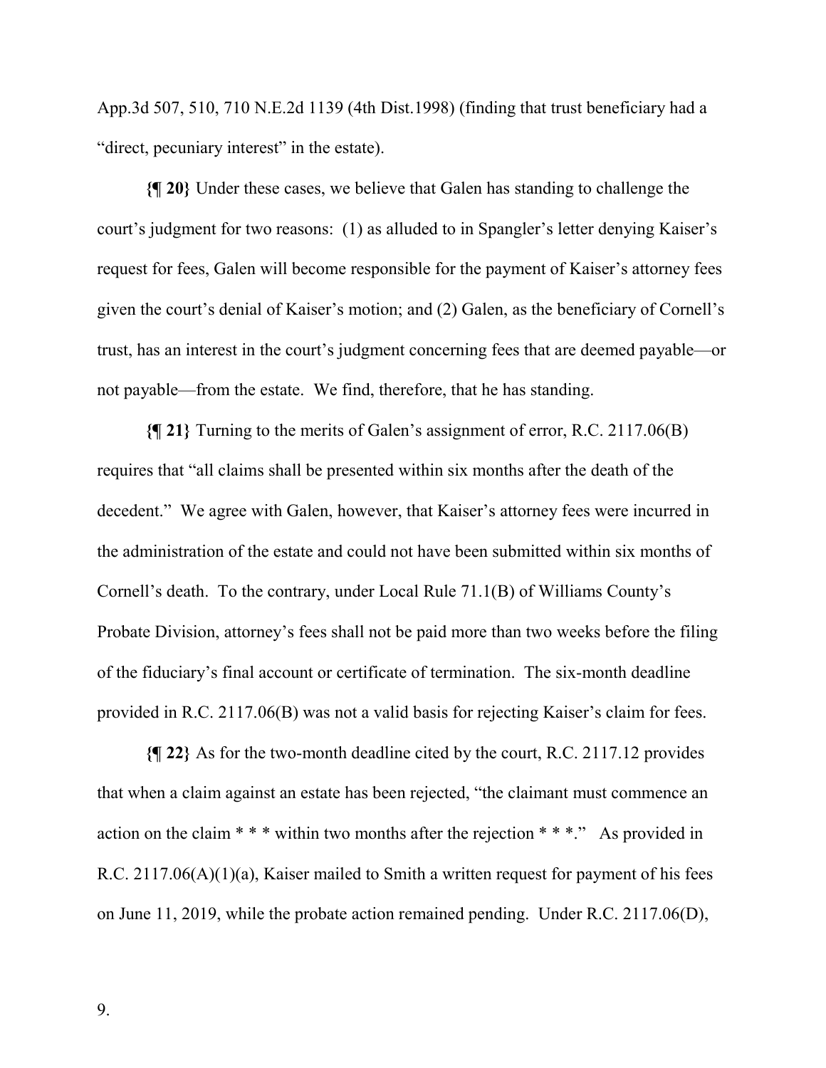App.3d 507, 510, 710 N.E.2d 1139 (4th Dist.1998) (finding that trust beneficiary had a "direct, pecuniary interest" in the estate).

**{¶ 20}** Under these cases, we believe that Galen has standing to challenge the court's judgment for two reasons: (1) as alluded to in Spangler's letter denying Kaiser's request for fees, Galen will become responsible for the payment of Kaiser's attorney fees given the court's denial of Kaiser's motion; and (2) Galen, as the beneficiary of Cornell's trust, has an interest in the court's judgment concerning fees that are deemed payable—or not payable—from the estate. We find, therefore, that he has standing.

**{¶ 21}** Turning to the merits of Galen's assignment of error, R.C. 2117.06(B) requires that "all claims shall be presented within six months after the death of the decedent." We agree with Galen, however, that Kaiser's attorney fees were incurred in the administration of the estate and could not have been submitted within six months of Cornell's death. To the contrary, under Local Rule 71.1(B) of Williams County's Probate Division, attorney's fees shall not be paid more than two weeks before the filing of the fiduciary's final account or certificate of termination. The six-month deadline provided in R.C. 2117.06(B) was not a valid basis for rejecting Kaiser's claim for fees.

**{¶ 22}** As for the two-month deadline cited by the court, R.C. 2117.12 provides that when a claim against an estate has been rejected, "the claimant must commence an action on the claim * * * within two months after the rejection * * *." As provided in R.C. 2117.06(A)(1)(a), Kaiser mailed to Smith a written request for payment of his fees on June 11, 2019, while the probate action remained pending. Under R.C. 2117.06(D),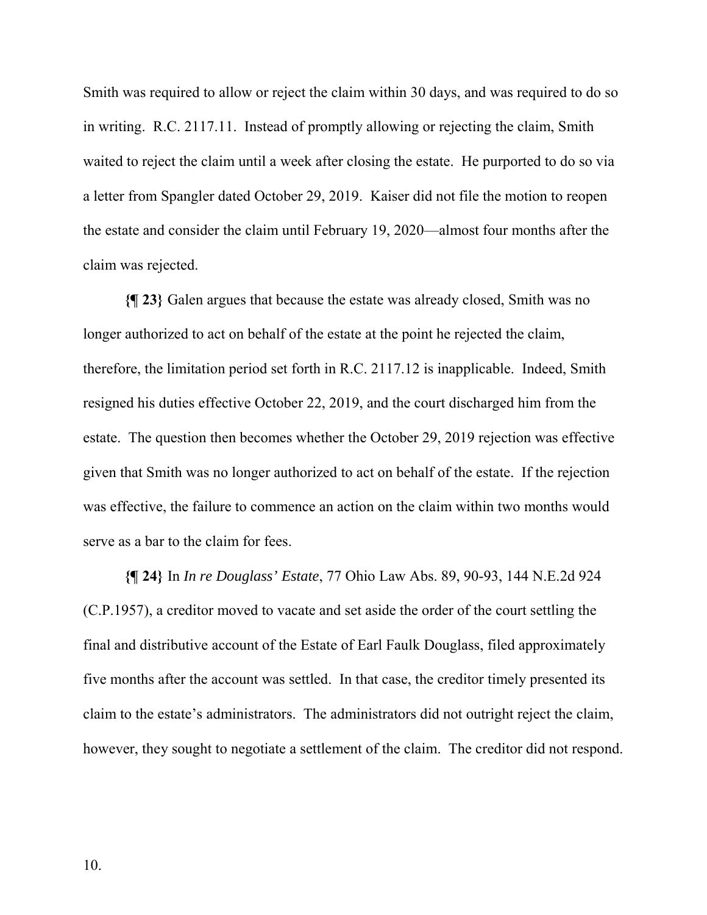Smith was required to allow or reject the claim within 30 days, and was required to do so in writing. R.C. 2117.11. Instead of promptly allowing or rejecting the claim, Smith waited to reject the claim until a week after closing the estate. He purported to do so via a letter from Spangler dated October 29, 2019. Kaiser did not file the motion to reopen the estate and consider the claim until February 19, 2020—almost four months after the claim was rejected.

**{¶ 23}** Galen argues that because the estate was already closed, Smith was no longer authorized to act on behalf of the estate at the point he rejected the claim, therefore, the limitation period set forth in R.C. 2117.12 is inapplicable. Indeed, Smith resigned his duties effective October 22, 2019, and the court discharged him from the estate. The question then becomes whether the October 29, 2019 rejection was effective given that Smith was no longer authorized to act on behalf of the estate. If the rejection was effective, the failure to commence an action on the claim within two months would serve as a bar to the claim for fees.

**{¶ 24}** In *In re Douglass' Estate*, 77 Ohio Law Abs. 89, 90-93, 144 N.E.2d 924 (C.P.1957), a creditor moved to vacate and set aside the order of the court settling the final and distributive account of the Estate of Earl Faulk Douglass, filed approximately five months after the account was settled. In that case, the creditor timely presented its claim to the estate's administrators. The administrators did not outright reject the claim, however, they sought to negotiate a settlement of the claim. The creditor did not respond.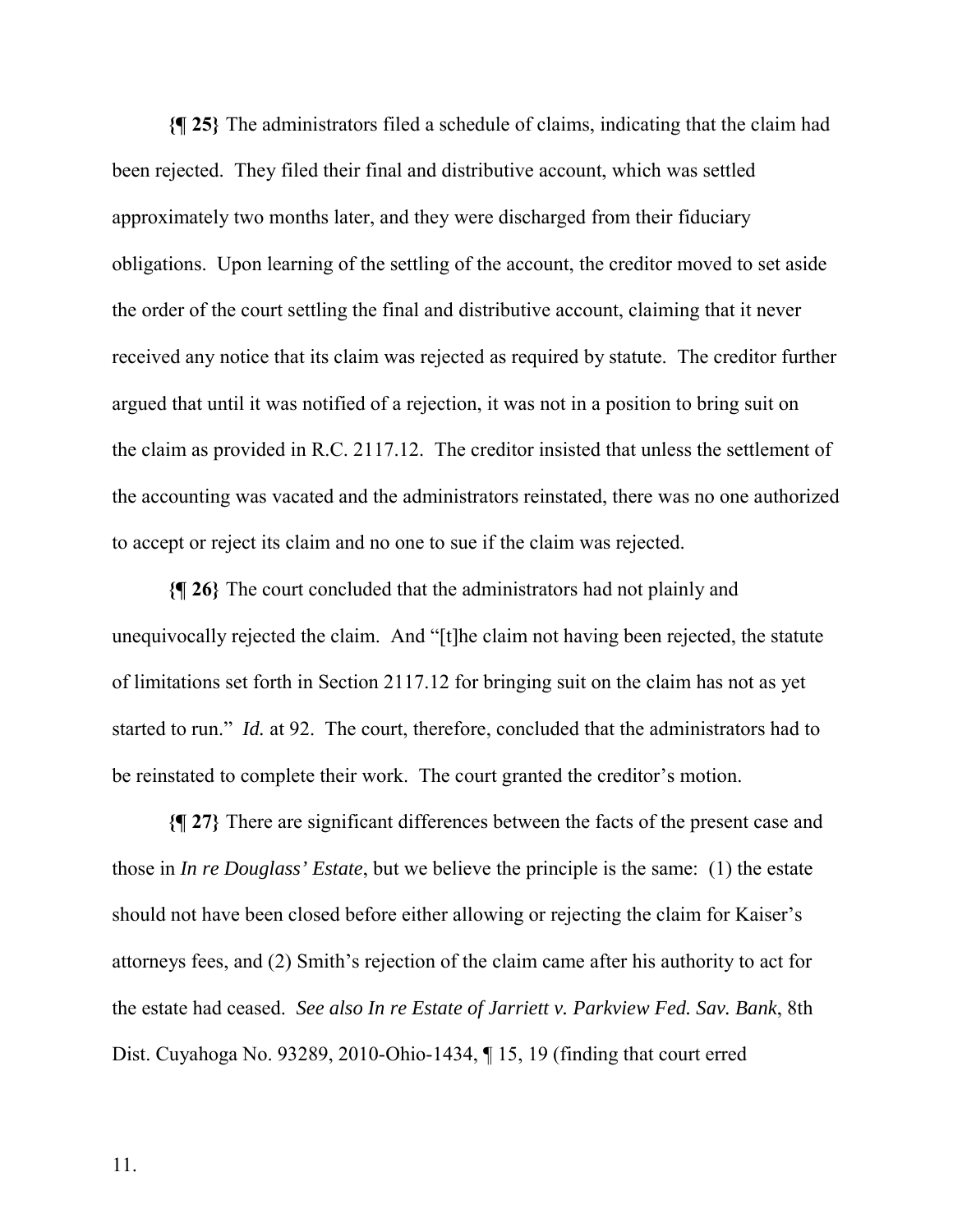**{¶ 25}** The administrators filed a schedule of claims, indicating that the claim had been rejected. They filed their final and distributive account, which was settled approximately two months later, and they were discharged from their fiduciary obligations. Upon learning of the settling of the account, the creditor moved to set aside the order of the court settling the final and distributive account, claiming that it never received any notice that its claim was rejected as required by statute. The creditor further argued that until it was notified of a rejection, it was not in a position to bring suit on the claim as provided in R.C. 2117.12. The creditor insisted that unless the settlement of the accounting was vacated and the administrators reinstated, there was no one authorized to accept or reject its claim and no one to sue if the claim was rejected.

**{¶ 26}** The court concluded that the administrators had not plainly and unequivocally rejected the claim. And "[t]he claim not having been rejected, the statute of limitations set forth in Section 2117.12 for bringing suit on the claim has not as yet started to run." *Id.* at 92. The court, therefore, concluded that the administrators had to be reinstated to complete their work. The court granted the creditor's motion.

**{¶ 27}** There are significant differences between the facts of the present case and those in *In re Douglass' Estate*, but we believe the principle is the same: (1) the estate should not have been closed before either allowing or rejecting the claim for Kaiser's attorneys fees, and (2) Smith's rejection of the claim came after his authority to act for the estate had ceased. *See also In re Estate of Jarriett v. Parkview Fed. Sav. Bank*, 8th Dist. Cuyahoga No. 93289, 2010-Ohio-1434, ¶ 15, 19 (finding that court erred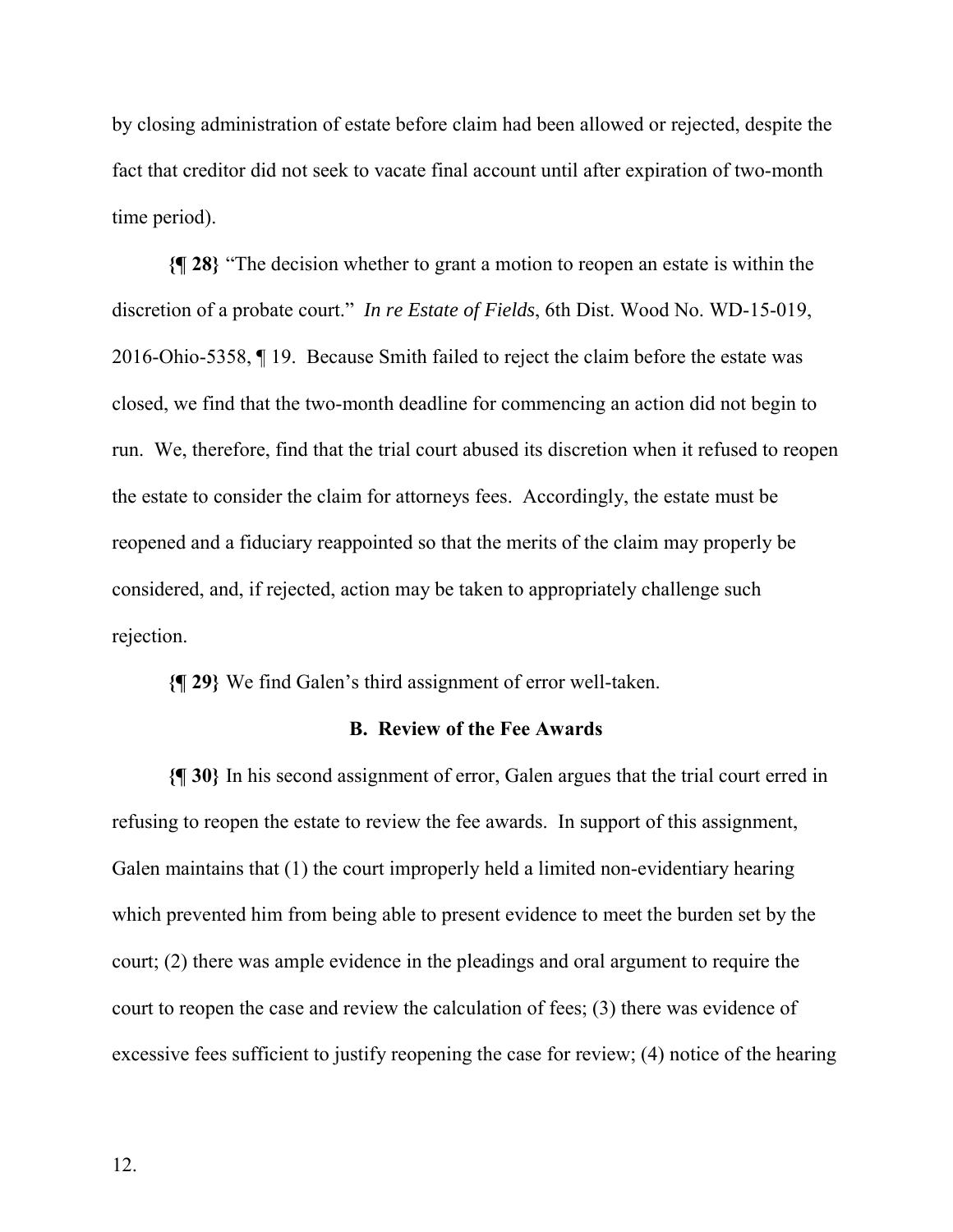by closing administration of estate before claim had been allowed or rejected, despite the fact that creditor did not seek to vacate final account until after expiration of two-month time period).

**{¶ 28}** "The decision whether to grant a motion to reopen an estate is within the discretion of a probate court." *In re Estate of Fields*, 6th Dist. Wood No. WD-15-019, 2016-Ohio-5358, ¶ 19. Because Smith failed to reject the claim before the estate was closed, we find that the two-month deadline for commencing an action did not begin to run. We, therefore, find that the trial court abused its discretion when it refused to reopen the estate to consider the claim for attorneys fees. Accordingly, the estate must be reopened and a fiduciary reappointed so that the merits of the claim may properly be considered, and, if rejected, action may be taken to appropriately challenge such rejection.

**{¶ 29}** We find Galen's third assignment of error well-taken.

### B. Review of the Fee Awards

**{¶ 30}** In his second assignment of error, Galen argues that the trial court erred in refusing to reopen the estate to review the fee awards. In support of this assignment, Galen maintains that (1) the court improperly held a limited non-evidentiary hearing which prevented him from being able to present evidence to meet the burden set by the court; (2) there was ample evidence in the pleadings and oral argument to require the court to reopen the case and review the calculation of fees; (3) there was evidence of excessive fees sufficient to justify reopening the case for review; (4) notice of the hearing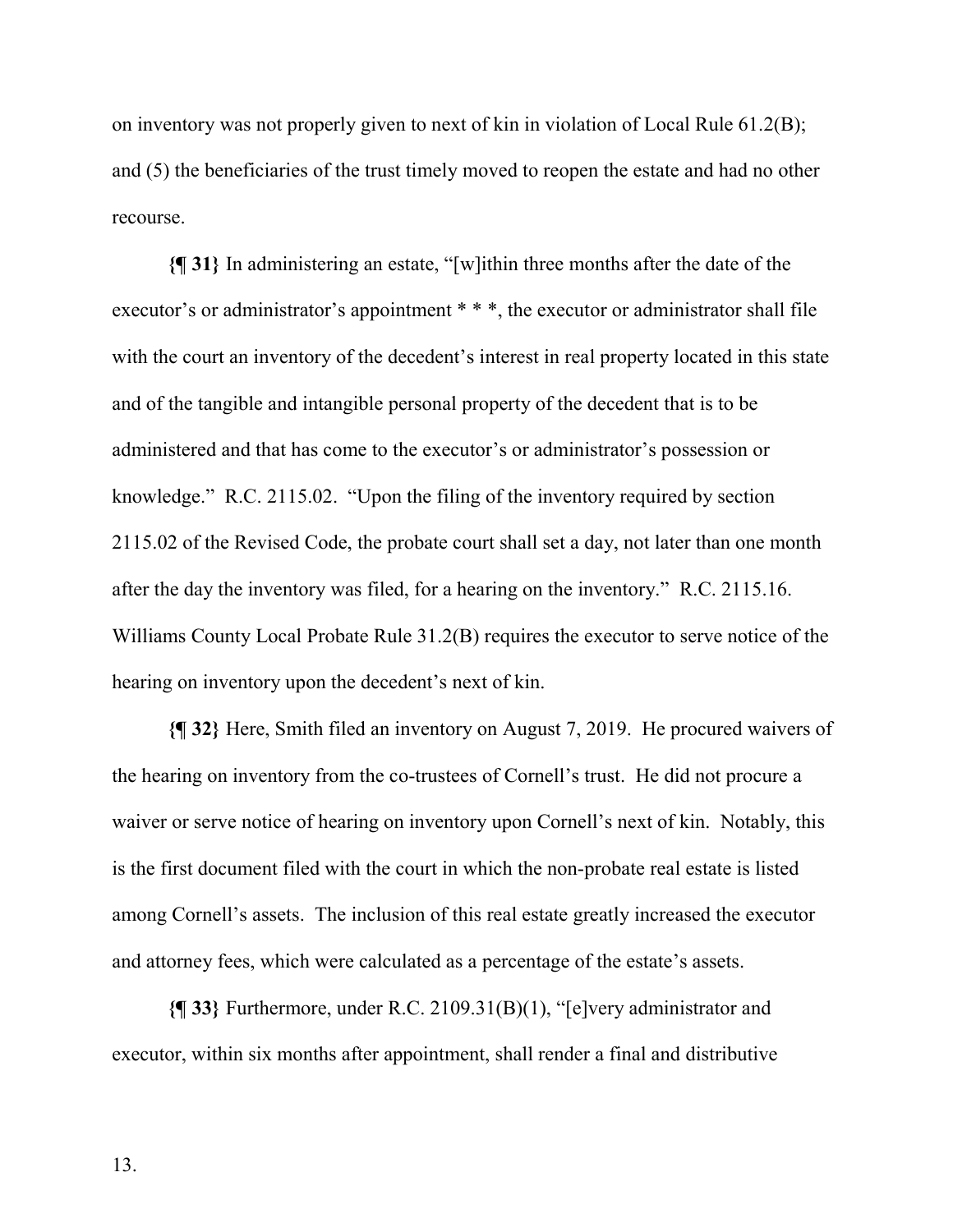on inventory was not properly given to next of kin in violation of Local Rule 61.2(B); and (5) the beneficiaries of the trust timely moved to reopen the estate and had no other recourse.

**{¶ 31}** In administering an estate, "[w]ithin three months after the date of the executor's or administrator's appointment * * *, the executor or administrator shall file with the court an inventory of the decedent's interest in real property located in this state and of the tangible and intangible personal property of the decedent that is to be administered and that has come to the executor's or administrator's possession or knowledge." R.C. 2115.02. "Upon the filing of the inventory required by section 2115.02 of the Revised Code, the probate court shall set a day, not later than one month after the day the inventory was filed, for a hearing on the inventory." R.C. 2115.16. Williams County Local Probate Rule 31.2(B) requires the executor to serve notice of the hearing on inventory upon the decedent's next of kin.

**{¶ 32}** Here, Smith filed an inventory on August 7, 2019. He procured waivers of the hearing on inventory from the co-trustees of Cornell's trust. He did not procure a waiver or serve notice of hearing on inventory upon Cornell's next of kin. Notably, this is the first document filed with the court in which the non-probate real estate is listed among Cornell's assets. The inclusion of this real estate greatly increased the executor and attorney fees, which were calculated as a percentage of the estate's assets.

**{¶ 33}** Furthermore, under R.C. 2109.31(B)(1), "[e]very administrator and executor, within six months after appointment, shall render a final and distributive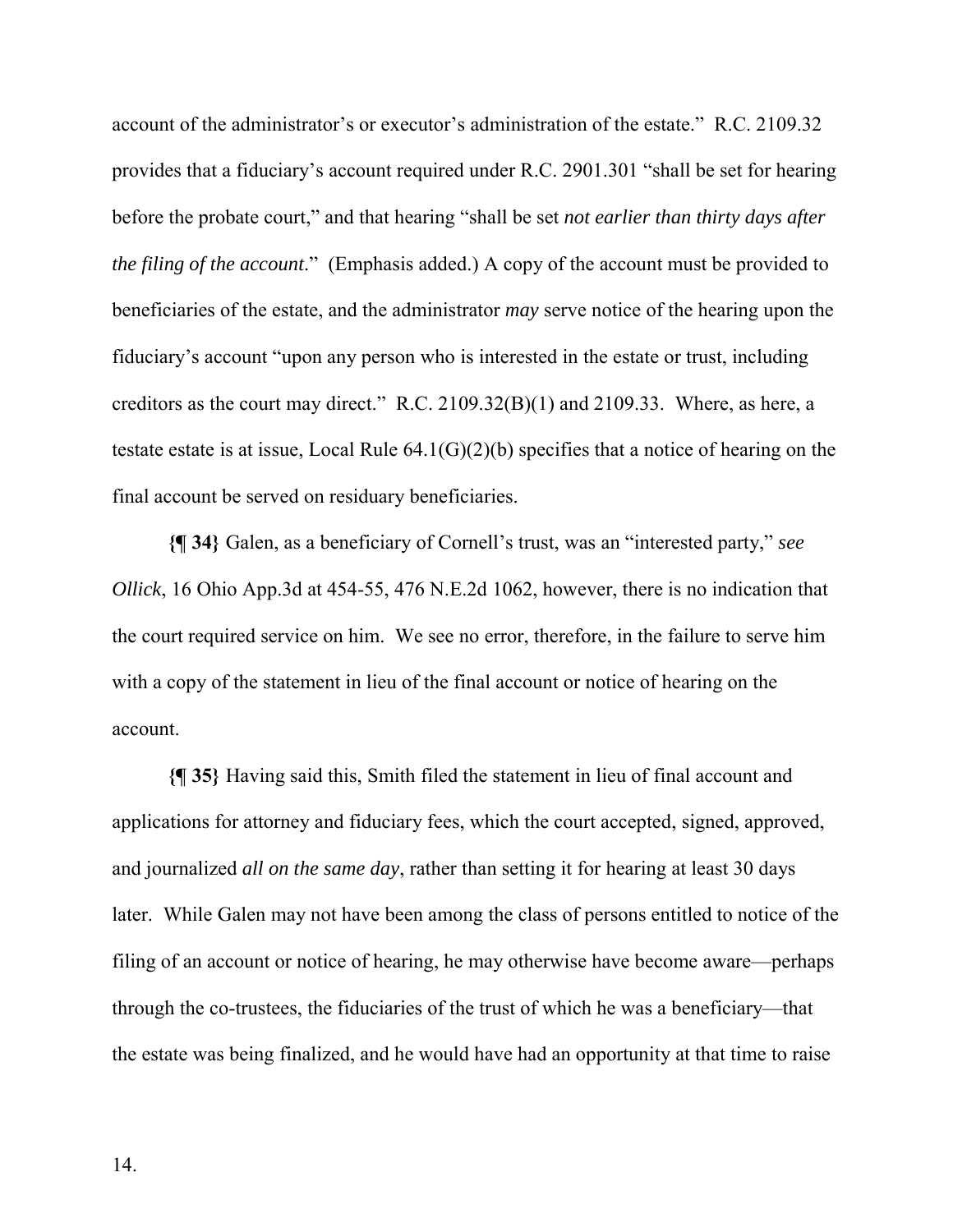account of the administrator's or executor's administration of the estate." R.C. 2109.32 provides that a fiduciary's account required under R.C. 2901.301 "shall be set for hearing before the probate court," and that hearing "shall be set *not earlier than thirty days after the filing of the account*." (Emphasis added.) A copy of the account must be provided to beneficiaries of the estate, and the administrator *may* serve notice of the hearing upon the fiduciary's account "upon any person who is interested in the estate or trust, including creditors as the court may direct." R.C. 2109.32(B)(1) and 2109.33. Where, as here, a testate estate is at issue, Local Rule 64.1(G)(2)(b) specifies that a notice of hearing on the final account be served on residuary beneficiaries.

**{¶ 34}** Galen, as a beneficiary of Cornell's trust, was an "interested party," *see Ollick*, 16 Ohio App.3d at 454-55, 476 N.E.2d 1062, however, there is no indication that the court required service on him. We see no error, therefore, in the failure to serve him with a copy of the statement in lieu of the final account or notice of hearing on the account.

**{¶ 35}** Having said this, Smith filed the statement in lieu of final account and applications for attorney and fiduciary fees, which the court accepted, signed, approved, and journalized *all on the same day*, rather than setting it for hearing at least 30 days later. While Galen may not have been among the class of persons entitled to notice of the filing of an account or notice of hearing, he may otherwise have become aware—perhaps through the co-trustees, the fiduciaries of the trust of which he was a beneficiary—that the estate was being finalized, and he would have had an opportunity at that time to raise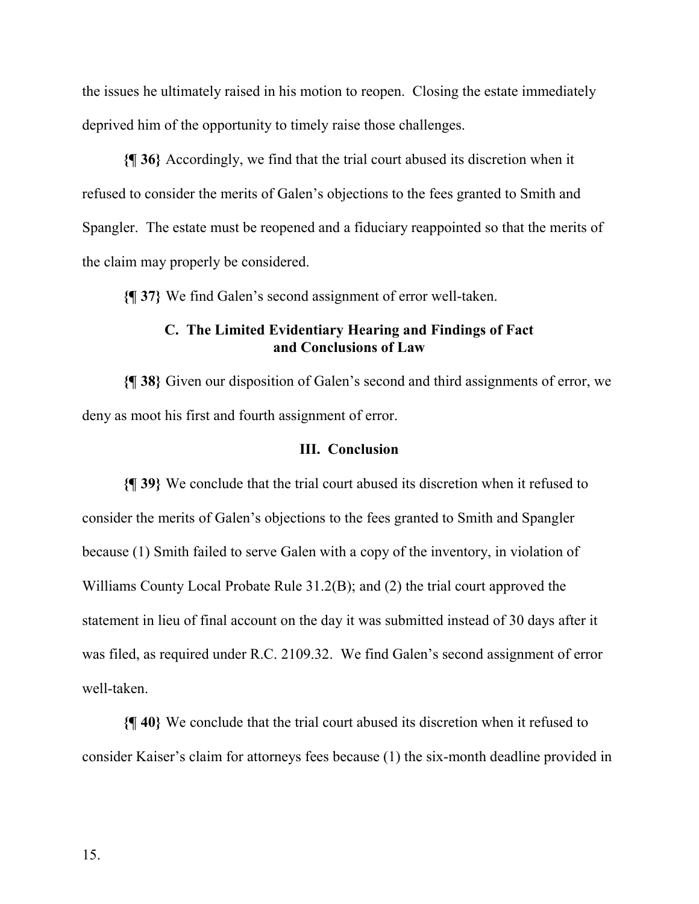the issues he ultimately raised in his motion to reopen. Closing the estate immediately deprived him of the opportunity to timely raise those challenges.

**{¶ 36}** Accordingly, we find that the trial court abused its discretion when it refused to consider the merits of Galen's objections to the fees granted to Smith and Spangler. The estate must be reopened and a fiduciary reappointed so that the merits of the claim may properly be considered.

**{¶ 37}** We find Galen's second assignment of error well-taken.

### C. The Limited Evidentiary Hearing and Findings of Fact and Conclusions of Law

**{¶ 38}** Given our disposition of Galen's second and third assignments of error, we deny as moot his first and fourth assignment of error.

## III. Conclusion

**{¶ 39}** We conclude that the trial court abused its discretion when it refused to consider the merits of Galen's objections to the fees granted to Smith and Spangler because (1) Smith failed to serve Galen with a copy of the inventory, in violation of Williams County Local Probate Rule 31.2(B); and (2) the trial court approved the statement in lieu of final account on the day it was submitted instead of 30 days after it was filed, as required under R.C. 2109.32. We find Galen's second assignment of error well-taken.

**{¶ 40}** We conclude that the trial court abused its discretion when it refused to consider Kaiser's claim for attorneys fees because (1) the six-month deadline provided in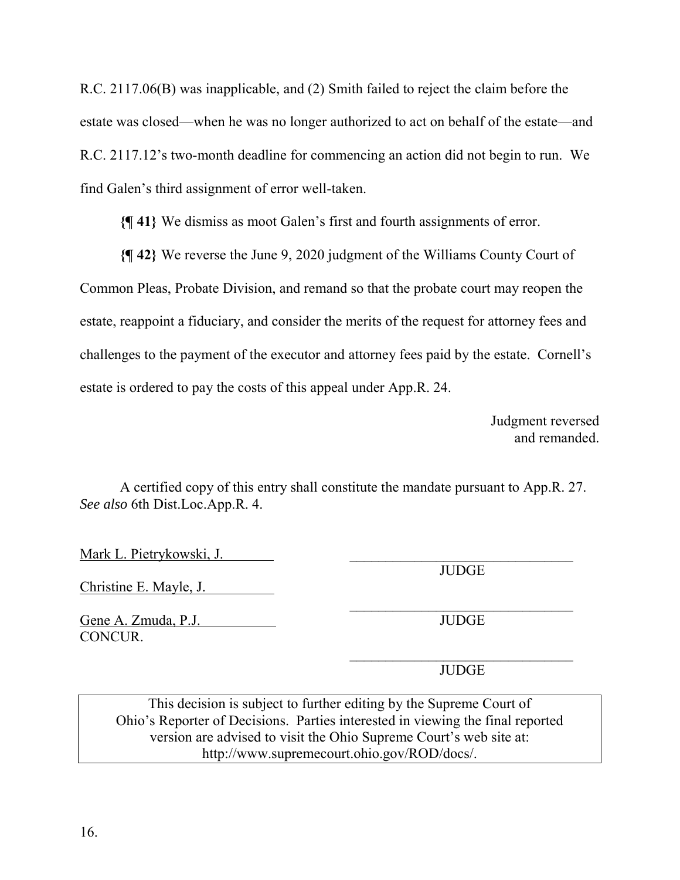R.C. 2117.06(B) was inapplicable, and (2) Smith failed to reject the claim before the estate was closed—when he was no longer authorized to act on behalf of the estate—and R.C. 2117.12's two-month deadline for commencing an action did not begin to run. We find Galen's third assignment of error well-taken.

**{¶ 41}** We dismiss as moot Galen's first and fourth assignments of error.

**{¶ 42}** We reverse the June 9, 2020 judgment of the Williams County Court of Common Pleas, Probate Division, and remand so that the probate court may reopen the estate, reappoint a fiduciary, and consider the merits of the request for attorney fees and challenges to the payment of the executor and attorney fees paid by the estate. Cornell's estate is ordered to pay the costs of this appeal under App.R. 24.

Judgment reversed
and remanded.

A certified copy of this entry shall constitute the mandate pursuant to App.R. 27. *See also* 6th Dist.Loc.App.R. 4.

Mark L. Pietrykowski, J. _______________________________
JUDGE

Christine E. Mayle, J. _______________________________
JUDGE

Gene A. Zmuda, P.J. _______________________________
CONCUR. JUDGE

This decision is subject to further editing by the Supreme Court of Ohio's Reporter of Decisions. Parties interested in viewing the final reported version are advised to visit the Ohio Supreme Court's web site at: http://www.supremecourt.ohio.gov/ROD/docs/.